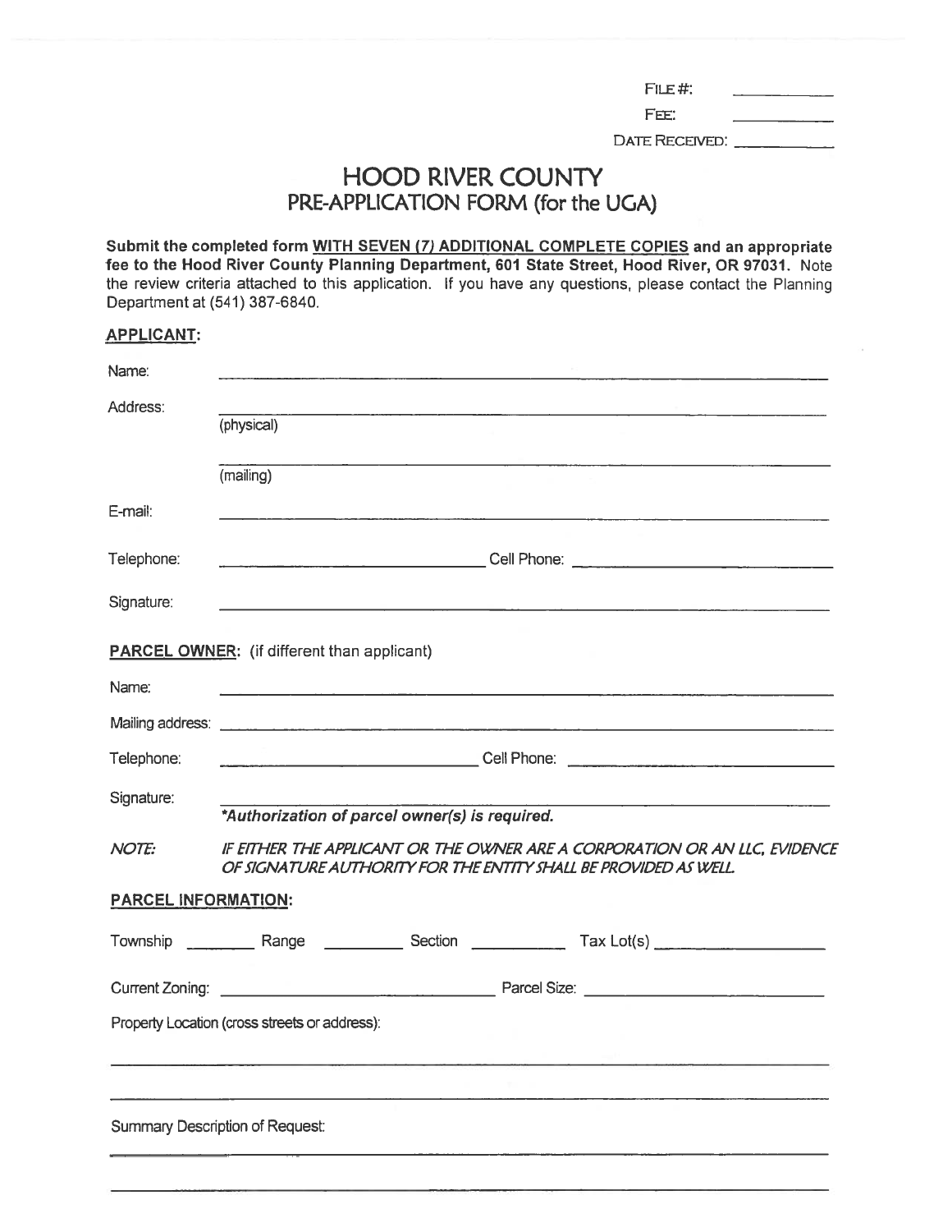FILE #: \_\_\_\_\_\_\_\_\_\_

FEE: \_\_\_\_\_\_\_\_\_\_

DATE RECEIVED: \_\_\_\_\_\_\_\_\_\_

# HOOD RIVER COUNTY
## PRE-APPLICATION FORM (for the UGA)

**Submit the completed form WITH SEVEN (7) ADDITIONAL COMPLETE COPIES and an appropriate fee to the Hood River County Planning Department, 601 State Street, Hood River, OR 97031.** Note the review criteria attached to this application. If you have any questions, please contact the Planning Department at (541) 387-6840.

**APPLICANT:**

Name: \_\_\_\_\_\_\_\_\_\_\_\_\_\_\_\_\_\_\_\_\_\_\_\_\_\_\_\_\_\_\_\_\_\_\_\_\_\_\_\_

Address: \_\_\_\_\_\_\_\_\_\_\_\_\_\_\_\_\_\_\_\_\_\_\_\_\_\_\_\_\_\_\_\_\_\_\_\_\_\_\_\_
(physical)

\_\_\_\_\_\_\_\_\_\_\_\_\_\_\_\_\_\_\_\_\_\_\_\_\_\_\_\_\_\_\_\_\_\_\_\_\_\_\_\_
(mailing)

E-mail: \_\_\_\_\_\_\_\_\_\_\_\_\_\_\_\_\_\_\_\_\_\_\_\_\_\_\_\_\_\_\_\_\_\_\_\_\_\_\_\_

Telephone: \_\_\_\_\_\_\_\_\_\_\_\_\_\_\_\_\_\_\_\_ Cell Phone: \_\_\_\_\_\_\_\_\_\_\_\_\_\_\_\_\_\_\_\_

Signature: \_\_\_\_\_\_\_\_\_\_\_\_\_\_\_\_\_\_\_\_\_\_\_\_\_\_\_\_\_\_\_\_\_\_\_\_\_\_\_\_

**PARCEL OWNER:** (if different than applicant)

Name: \_\_\_\_\_\_\_\_\_\_\_\_\_\_\_\_\_\_\_\_\_\_\_\_\_\_\_\_\_\_\_\_\_\_\_\_\_\_\_\_

Mailing address: \_\_\_\_\_\_\_\_\_\_\_\_\_\_\_\_\_\_\_\_\_\_\_\_\_\_\_\_\_\_\_\_\_\_\_\_\_\_\_\_

Telephone: \_\_\_\_\_\_\_\_\_\_\_\_\_\_\_\_\_\_\_\_ Cell Phone: \_\_\_\_\_\_\_\_\_\_\_\_\_\_\_\_\_\_\_\_

Signature: \_\_\_\_\_\_\_\_\_\_\_\_\_\_\_\_\_\_\_\_\_\_\_\_\_\_\_\_\_\_\_\_\_\_\_\_\_\_\_\_
***Authorization of parcel owner(s) is required.***

*NOTE: IF EITHER THE APPLICANT OR THE OWNER ARE A CORPORATION OR AN LLC, EVIDENCE OF SIGNATURE AUTHORITY FOR THE ENTITY SHALL BE PROVIDED AS WELL.*

**PARCEL INFORMATION:**

Township \_\_\_\_\_\_\_\_ Range \_\_\_\_\_\_\_\_ Section \_\_\_\_\_\_\_\_ Tax Lot(s) \_\_\_\_\_\_\_\_\_\_\_\_\_\_\_\_

Current Zoning: \_\_\_\_\_\_\_\_\_\_\_\_\_\_\_\_\_\_\_\_ Parcel Size: \_\_\_\_\_\_\_\_\_\_\_\_\_\_\_\_\_\_\_\_

Property Location (cross streets or address):

\_\_\_\_\_\_\_\_\_\_\_\_\_\_\_\_\_\_\_\_\_\_\_\_\_\_\_\_\_\_\_\_\_\_\_\_\_\_\_\_

\_\_\_\_\_\_\_\_\_\_\_\_\_\_\_\_\_\_\_\_\_\_\_\_\_\_\_\_\_\_\_\_\_\_\_\_\_\_\_\_

Summary Description of Request:

\_\_\_\_\_\_\_\_\_\_\_\_\_\_\_\_\_\_\_\_\_\_\_\_\_\_\_\_\_\_\_\_\_\_\_\_\_\_\_\_

\_\_\_\_\_\_\_\_\_\_\_\_\_\_\_\_\_\_\_\_\_\_\_\_\_\_\_\_\_\_\_\_\_\_\_\_\_\_\_\_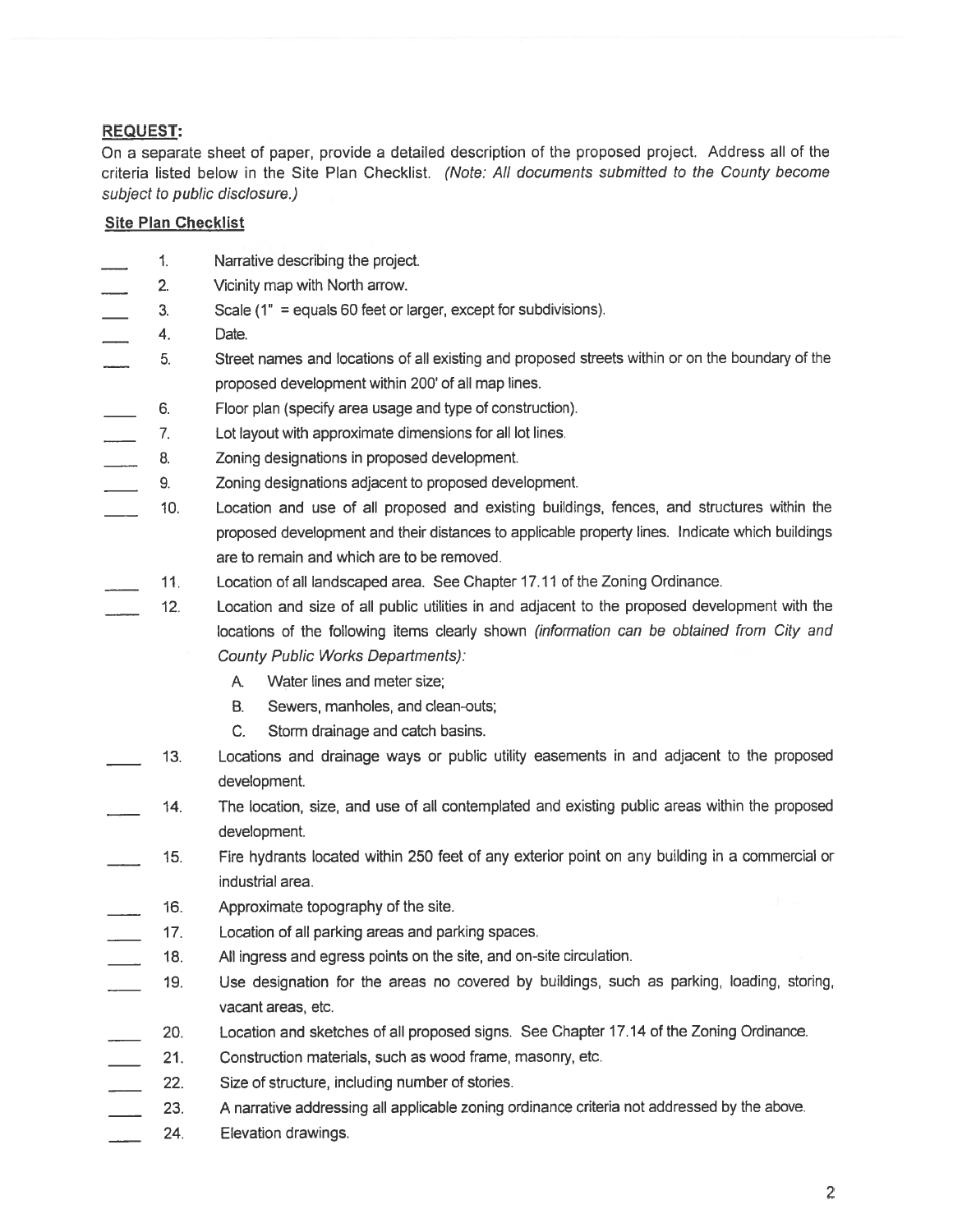**REQUEST:**

On a separate sheet of paper, provide a detailed description of the proposed project. Address all of the criteria listed below in the Site Plan Checklist. *(Note: All documents submitted to the County become subject to public disclosure.)*

**Site Plan Checklist**

\_\_\_ 1. Narrative describing the project.

\_\_\_ 2. Vicinity map with North arrow.

\_\_\_ 3. Scale (1" = equals 60 feet or larger, except for subdivisions).

\_\_\_ 4. Date.

\_\_\_ 5. Street names and locations of all existing and proposed streets within or on the boundary of the proposed development within 200' of all map lines.

\_\_\_ 6. Floor plan (specify area usage and type of construction).

\_\_\_ 7. Lot layout with approximate dimensions for all lot lines.

\_\_\_ 8. Zoning designations in proposed development.

\_\_\_ 9. Zoning designations adjacent to proposed development.

\_\_\_ 10. Location and use of all proposed and existing buildings, fences, and structures within the proposed development and their distances to applicable property lines. Indicate which buildings are to remain and which are to be removed.

\_\_\_ 11. Location of all landscaped area. See Chapter 17.11 of the Zoning Ordinance.

\_\_\_ 12. Location and size of all public utilities in and adjacent to the proposed development with the locations of the following items clearly shown *(information can be obtained from City and County Public Works Departments):*

  A. Water lines and meter size;

  B. Sewers, manholes, and clean-outs;

  C. Storm drainage and catch basins.

\_\_\_ 13. Locations and drainage ways or public utility easements in and adjacent to the proposed development.

\_\_\_ 14. The location, size, and use of all contemplated and existing public areas within the proposed development.

\_\_\_ 15. Fire hydrants located within 250 feet of any exterior point on any building in a commercial or industrial area.

\_\_\_ 16. Approximate topography of the site.

\_\_\_ 17. Location of all parking areas and parking spaces.

\_\_\_ 18. All ingress and egress points on the site, and on-site circulation.

\_\_\_ 19. Use designation for the areas no covered by buildings, such as parking, loading, storing, vacant areas, etc.

\_\_\_ 20. Location and sketches of all proposed signs. See Chapter 17.14 of the Zoning Ordinance.

\_\_\_ 21. Construction materials, such as wood frame, masonry, etc.

\_\_\_ 22. Size of structure, including number of stories.

\_\_\_ 23. A narrative addressing all applicable zoning ordinance criteria not addressed by the above.

\_\_\_ 24. Elevation drawings.